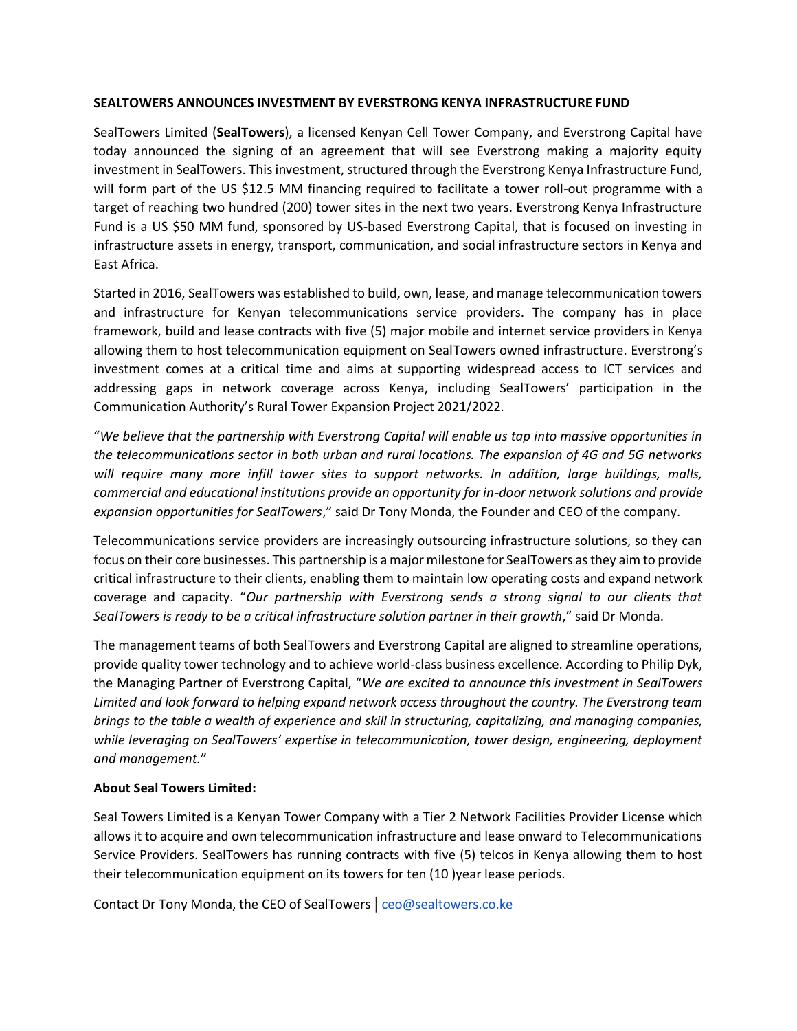**SEALTOWERS ANNOUNCES INVESTMENT BY EVERSTRONG KENYA INFRASTRUCTURE FUND**

SealTowers Limited (**SealTowers**), a licensed Kenyan Cell Tower Company, and Everstrong Capital have today announced the signing of an agreement that will see Everstrong making a majority equity investment in SealTowers. This investment, structured through the Everstrong Kenya Infrastructure Fund, will form part of the US $12.5 MM financing required to facilitate a tower roll-out programme with a target of reaching two hundred (200) tower sites in the next two years. Everstrong Kenya Infrastructure Fund is a US $50 MM fund, sponsored by US-based Everstrong Capital, that is focused on investing in infrastructure assets in energy, transport, communication, and social infrastructure sectors in Kenya and East Africa.

Started in 2016, SealTowers was established to build, own, lease, and manage telecommunication towers and infrastructure for Kenyan telecommunications service providers. The company has in place framework, build and lease contracts with five (5) major mobile and internet service providers in Kenya allowing them to host telecommunication equipment on SealTowers owned infrastructure. Everstrong's investment comes at a critical time and aims at supporting widespread access to ICT services and addressing gaps in network coverage across Kenya, including SealTowers' participation in the Communication Authority's Rural Tower Expansion Project 2021/2022.

"*We believe that the partnership with Everstrong Capital will enable us tap into massive opportunities in the telecommunications sector in both urban and rural locations. The expansion of 4G and 5G networks will require many more infill tower sites to support networks. In addition, large buildings, malls, commercial and educational institutions provide an opportunity for in-door network solutions and provide expansion opportunities for SealTowers*," said Dr Tony Monda, the Founder and CEO of the company.

Telecommunications service providers are increasingly outsourcing infrastructure solutions, so they can focus on their core businesses. This partnership is a major milestone for SealTowers as they aim to provide critical infrastructure to their clients, enabling them to maintain low operating costs and expand network coverage and capacity. "*Our partnership with Everstrong sends a strong signal to our clients that SealTowers is ready to be a critical infrastructure solution partner in their growth*," said Dr Monda.

The management teams of both SealTowers and Everstrong Capital are aligned to streamline operations, provide quality tower technology and to achieve world-class business excellence. According to Philip Dyk, the Managing Partner of Everstrong Capital, "*We are excited to announce this investment in SealTowers Limited and look forward to helping expand network access throughout the country. The Everstrong team brings to the table a wealth of experience and skill in structuring, capitalizing, and managing companies, while leveraging on SealTowers' expertise in telecommunication, tower design, engineering, deployment and management.*"

**About Seal Towers Limited:**

Seal Towers Limited is a Kenyan Tower Company with a Tier 2 Network Facilities Provider License which allows it to acquire and own telecommunication infrastructure and lease onward to Telecommunications Service Providers. SealTowers has running contracts with five (5) telcos in Kenya allowing them to host their telecommunication equipment on its towers for ten (10 )year lease periods.

Contact Dr Tony Monda, the CEO of SealTowers | ceo@sealtowers.co.ke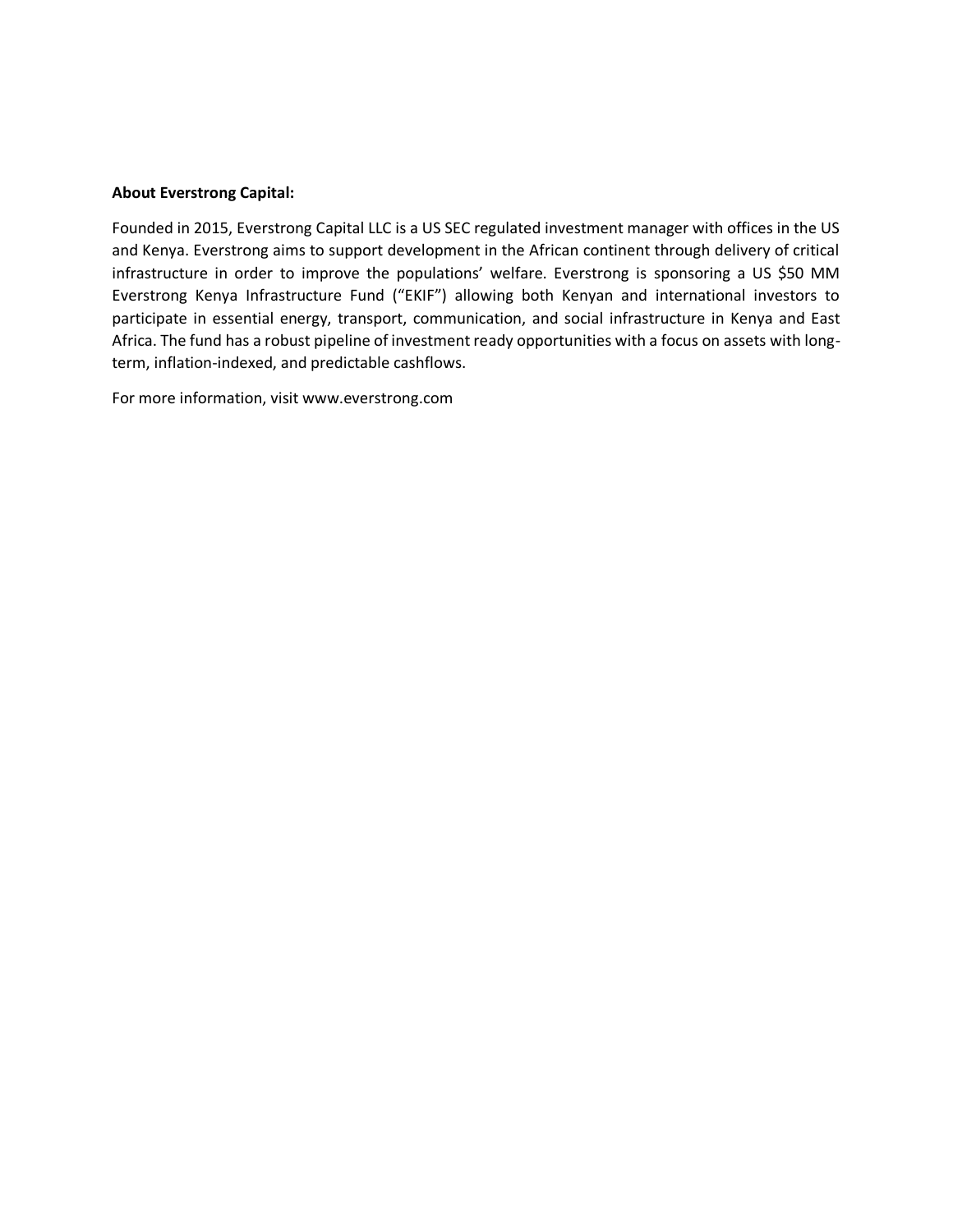**About Everstrong Capital:**

Founded in 2015, Everstrong Capital LLC is a US SEC regulated investment manager with offices in the US and Kenya. Everstrong aims to support development in the African continent through delivery of critical infrastructure in order to improve the populations' welfare. Everstrong is sponsoring a US $50 MM Everstrong Kenya Infrastructure Fund ("EKIF") allowing both Kenyan and international investors to participate in essential energy, transport, communication, and social infrastructure in Kenya and East Africa. The fund has a robust pipeline of investment ready opportunities with a focus on assets with long-term, inflation-indexed, and predictable cashflows.

For more information, visit www.everstrong.com